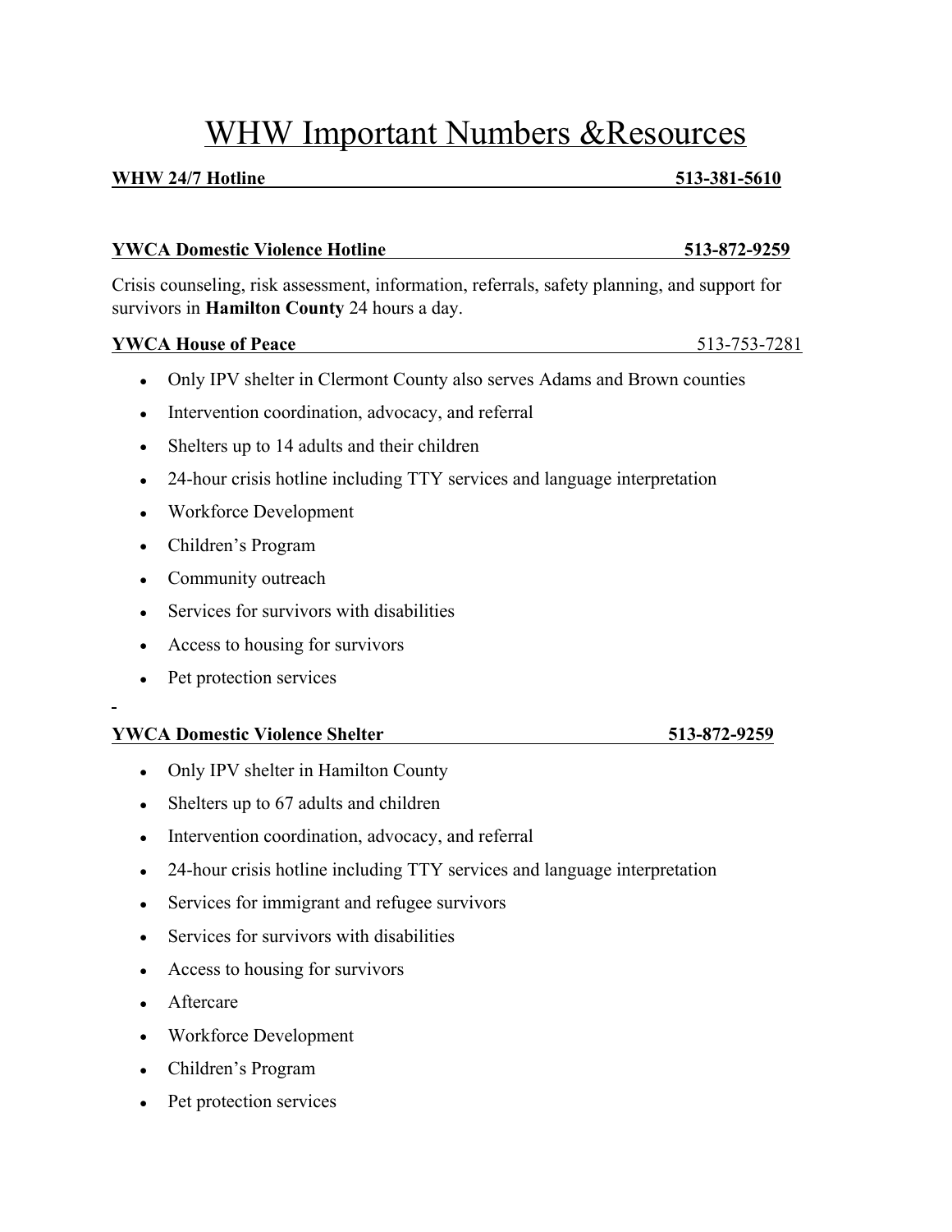# WHW Important Numbers &Resources

**WHW 24/7 Hotline 513-381-5610**

**YWCA Domestic Violence Hotline 513-872-9259**

Crisis counseling, risk assessment, information, referrals, safety planning, and support for survivors in **Hamilton County** 24 hours a day.

**YWCA House of Peace** 513-753-7281

- Only IPV shelter in Clermont County also serves Adams and Brown counties
- Intervention coordination, advocacy, and referral
- Shelters up to 14 adults and their children
- 24-hour crisis hotline including TTY services and language interpretation
- Workforce Development
- Children's Program
- Community outreach
- Services for survivors with disabilities
- Access to housing for survivors
- Pet protection services

**YWCA Domestic Violence Shelter 513-872-9259**

- Only IPV shelter in Hamilton County
- Shelters up to 67 adults and children
- Intervention coordination, advocacy, and referral
- 24-hour crisis hotline including TTY services and language interpretation
- Services for immigrant and refugee survivors
- Services for survivors with disabilities
- Access to housing for survivors
- Aftercare
- Workforce Development
- Children's Program
- Pet protection services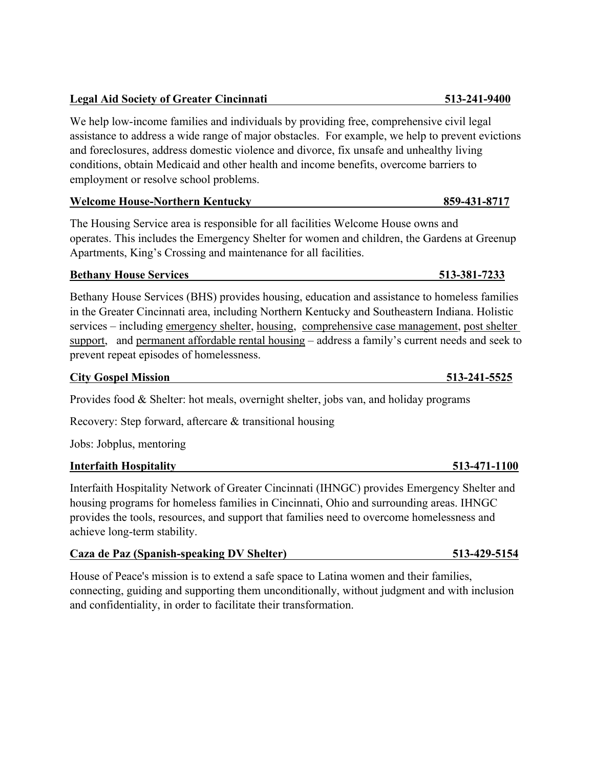**Legal Aid Society of Greater Cincinnati 513-241-9400**

We help low-income families and individuals by providing free, comprehensive civil legal assistance to address a wide range of major obstacles. For example, we help to prevent evictions and foreclosures, address domestic violence and divorce, fix unsafe and unhealthy living conditions, obtain Medicaid and other health and income benefits, overcome barriers to employment or resolve school problems.

**Welcome House-Northern Kentucky 859-431-8717**

The Housing Service area is responsible for all facilities Welcome House owns and operates. This includes the Emergency Shelter for women and children, the Gardens at Greenup Apartments, King's Crossing and maintenance for all facilities.

**Bethany House Services 513-381-7233**

Bethany House Services (BHS) provides housing, education and assistance to homeless families in the Greater Cincinnati area, including Northern Kentucky and Southeastern Indiana. Holistic services – including emergency shelter, housing, comprehensive case management, post shelter support, and permanent affordable rental housing – address a family's current needs and seek to prevent repeat episodes of homelessness.

**City Gospel Mission 513-241-5525**

Provides food & Shelter: hot meals, overnight shelter, jobs van, and holiday programs

Recovery: Step forward, aftercare & transitional housing

Jobs: Jobplus, mentoring

**Interfaith Hospitality 513-471-1100**

Interfaith Hospitality Network of Greater Cincinnati (IHNGC) provides Emergency Shelter and housing programs for homeless families in Cincinnati, Ohio and surrounding areas. IHNGC provides the tools, resources, and support that families need to overcome homelessness and achieve long-term stability.

**Caza de Paz (Spanish-speaking DV Shelter) 513-429-5154**

House of Peace's mission is to extend a safe space to Latina women and their families, connecting, guiding and supporting them unconditionally, without judgment and with inclusion and confidentiality, in order to facilitate their transformation.